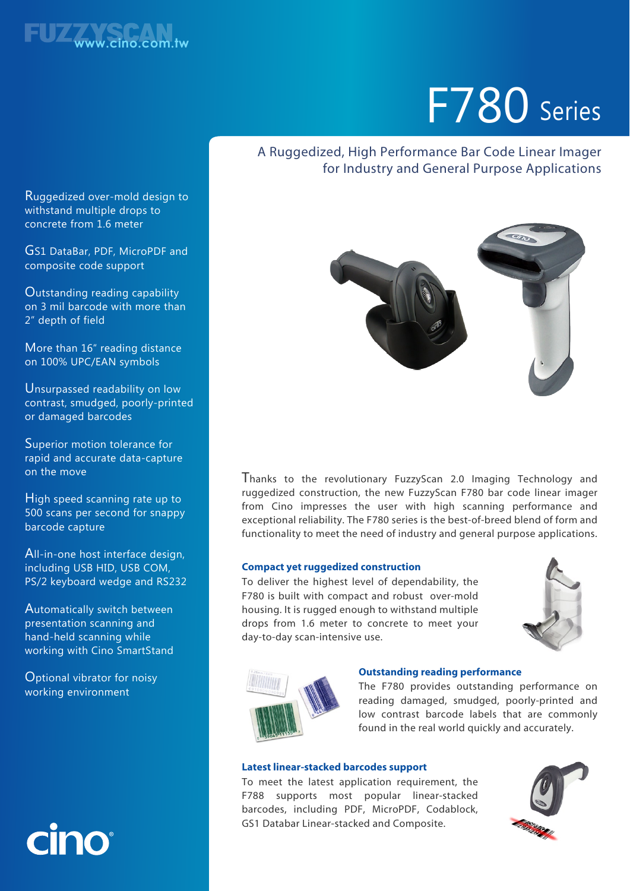FUZZYSCAN www.cino.com.tw

# F780 Series

## A Ruggedized, High Performance Bar Code Linear Imager for Industry and General Purpose Applications

- Ruggedized over-mold design to withstand multiple drops to concrete from 1.6 meter
- GS1 DataBar, PDF, MicroPDF and composite code support
- Outstanding reading capability on 3 mil barcode with more than 2" depth of field
- More than 16" reading distance on 100% UPC/EAN symbols
- Unsurpassed readability on low contrast, smudged, poorly-printed or damaged barcodes
- Superior motion tolerance for rapid and accurate data-capture on the move
- High speed scanning rate up to 500 scans per second for snappy barcode capture
- All-in-one host interface design, including USB HID, USB COM, PS/2 keyboard wedge and RS232
- Automatically switch between presentation scanning and hand-held scanning while working with Cino SmartStand
- Optional vibrator for noisy working environment

cino®

Thanks to the revolutionary FuzzyScan 2.0 Imaging Technology and ruggedized construction, the new FuzzyScan F780 bar code linear imager from Cino impresses the user with high scanning performance and exceptional reliability. The F780 series is the best-of-breed blend of form and functionality to meet the need of industry and general purpose applications.

### Compact yet ruggedized construction

To deliver the highest level of dependability, the F780 is built with compact and robust over-mold housing. It is rugged enough to withstand multiple drops from 1.6 meter to concrete to meet your day-to-day scan-intensive use.

### Outstanding reading performance

The F780 provides outstanding performance on reading damaged, smudged, poorly-printed and low contrast barcode labels that are commonly found in the real world quickly and accurately.

### Latest linear-stacked barcodes support

To meet the latest application requirement, the F788 supports most popular linear-stacked barcodes, including PDF, MicroPDF, Codablock, GS1 Databar Linear-stacked and Composite.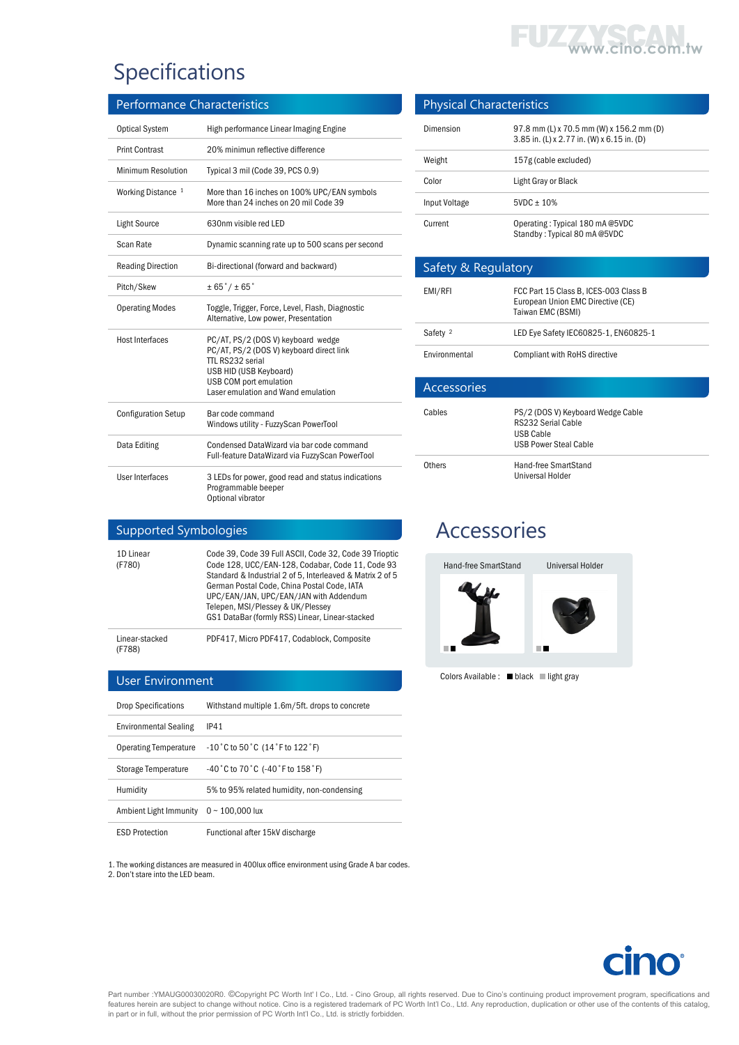# Specifications

## Performance Characteristics

| | |
|---|---|
| Optical System | High performance Linear Imaging Engine |
| Print Contrast | 20% minimun reflective difference |
| Minimum Resolution | Typical 3 mil (Code 39, PCS 0.9) |
| Working Distance [1] | More than 16 inches on 100% UPC/EAN symbols<br>More than 24 inches on 20 mil Code 39 |
| Light Source | 630nm visible red LED |
| Scan Rate | Dynamic scanning rate up to 500 scans per second |
| Reading Direction | Bi-directional (forward and backward) |
| Pitch/Skew | ± 65˚/ ± 65˚ |
| Operating Modes | Toggle, Trigger, Force, Level, Flash, Diagnostic<br>Alternative, Low power, Presentation |
| Host Interfaces | PC/AT, PS/2 (DOS V) keyboard wedge<br>PC/AT, PS/2 (DOS V) keyboard direct link<br>TTL RS232 serial<br>USB HID (USB Keyboard)<br>USB COM port emulation<br>Laser emulation and Wand emulation |
| Configuration Setup | Bar code command<br>Windows utility - FuzzyScan PowerTool |
| Data Editing | Condensed DataWizard via bar code command<br>Full-feature DataWizard via FuzzyScan PowerTool |
| User Interfaces | 3 LEDs for power, good read and status indications<br>Programmable beeper<br>Optional vibrator |

## Supported Symbologies

| | |
|---|---|
| 1D Linear<br>(F780) | Code 39, Code 39 Full ASCII, Code 32, Code 39 Trioptic<br>Code 128, UCC/EAN-128, Codabar, Code 11, Code 93<br>Standard & Industrial 2 of 5, Interleaved & Matrix 2 of 5<br>German Postal Code, China Postal Code, IATA<br>UPC/EAN/JAN, UPC/EAN/JAN with Addendum<br>Telepen, MSI/Plessey & UK/Plessey<br>GS1 DataBar (formly RSS) Linear, Linear-stacked |
| Linear-stacked<br>(F788) | PDF417, Micro PDF417, Codablock, Composite |

## User Environment

| | |
|---|---|
| Drop Specifications | Withstand multiple 1.6m/5ft. drops to concrete |
| Environmental Sealing | IP41 |
| Operating Temperature | -10˚C to 50˚C (14˚F to 122˚F) |
| Storage Temperature | -40˚C to 70˚C (-40˚F to 158˚F) |
| Humidity | 5% to 95% related humidity, non-condensing |
| Ambient Light Immunity | 0 ~ 100,000 lux |
| ESD Protection | Functional after 15kV discharge |

## Physical Characteristics

| | |
|---|---|
| Dimension | 97.8 mm (L) x 70.5 mm (W) x 156.2 mm (D)<br>3.85 in. (L) x 2.77 in. (W) x 6.15 in. (D) |
| Weight | 157g (cable excluded) |
| Color | Light Gray or Black |
| Input Voltage | 5VDC ± 10% |
| Current | Operating : Typical 180 mA @5VDC<br>Standby : Typical 80 mA @5VDC |

## Safety & Regulatory

| | |
|---|---|
| EMI/RFI | FCC Part 15 Class B, ICES-003 Class B<br>European Union EMC Directive (CE)<br>Taiwan EMC (BSMI) |
| Safety [2] | LED Eye Safety IEC60825-1, EN60825-1 |
| Environmental | Compliant with RoHS directive |

## Accessories

| | |
|---|---|
| Cables | PS/2 (DOS V) Keyboard Wedge Cable<br>RS232 Serial Cable<br>USB Cable<br>USB Power Steal Cable |
| Others | Hand-free SmartStand<br>Universal Holder |

# Accessories

Hand-free SmartStand

Universal Holder

Colors Available : ■ black ■ light gray

1. The working distances are measured in 400lux office environment using Grade A bar codes.
2. Don't stare into the LED beam.

Part number :YMAUG00030020R0. ©Copyright PC Worth Int' l Co., Ltd. - Cino Group, all rights reserved. Due to Cino's continuing product improvement program, specifications and features herein are subject to change without notice. Cino is a registered trademark of PC Worth Int'l Co., Ltd. Any reproduction, duplication or other use of the contents of this catalog, in part or in full, without the prior permission of PC Worth Int'l Co., Ltd. is strictly forbidden.